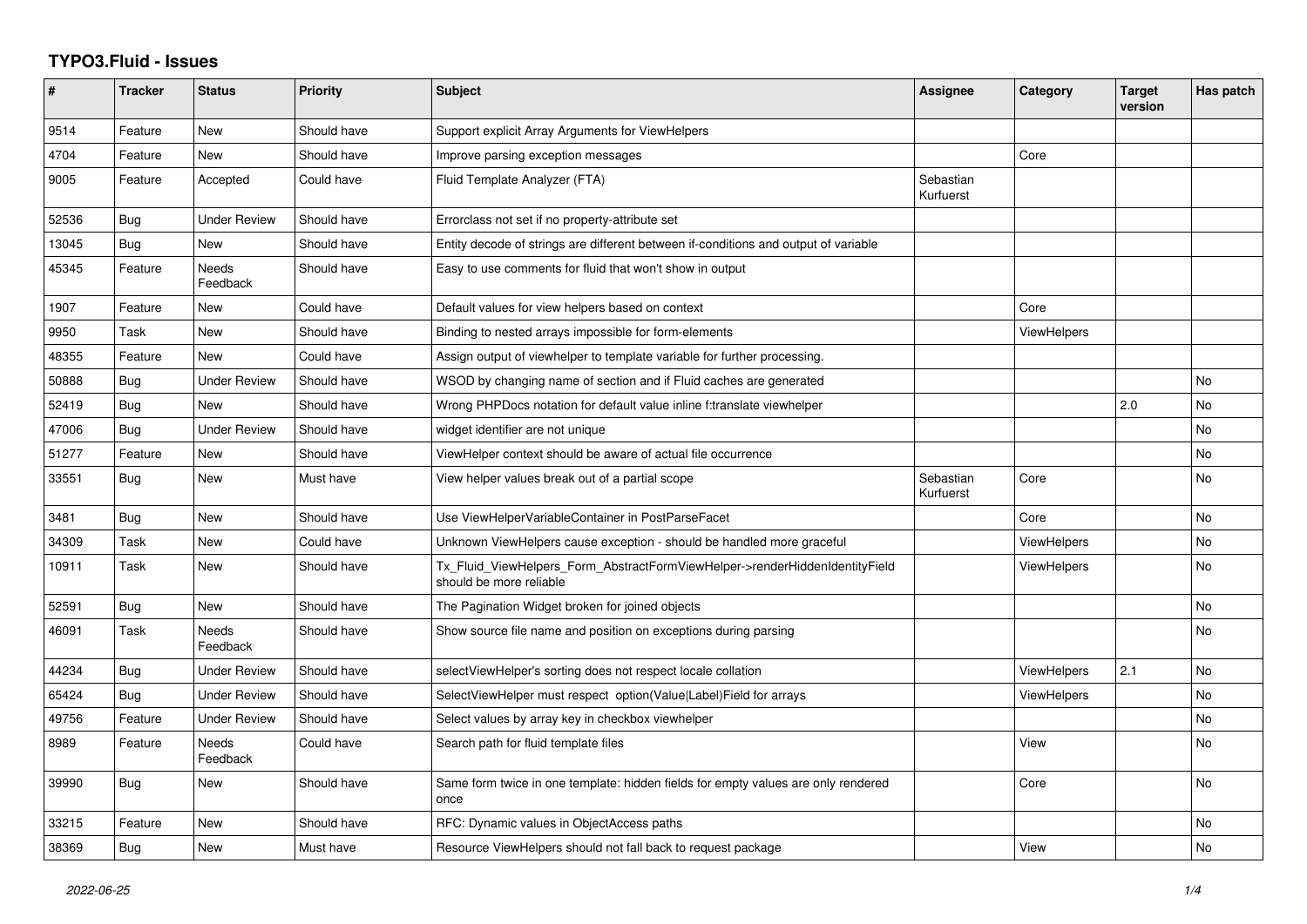# TYPO3.Fluid - Issues

| # | Tracker | Status | Priority | Subject | Assignee | Category | Target version | Has patch |
|---|---|---|---|---|---|---|---|---|
| 9514 | Feature | New | Should have | Support explicit Array Arguments for ViewHelpers | | | | |
| 4704 | Feature | New | Should have | Improve parsing exception messages | | Core | | |
| 9005 | Feature | Accepted | Could have | Fluid Template Analyzer (FTA) | Sebastian Kurfuerst | | | |
| 52536 | Bug | Under Review | Should have | Errorclass not set if no property-attribute set | | | | |
| 13045 | Bug | New | Should have | Entity decode of strings are different between if-conditions and output of variable | | | | |
| 45345 | Feature | Needs Feedback | Should have | Easy to use comments for fluid that won't show in output | | | | |
| 1907 | Feature | New | Could have | Default values for view helpers based on context | | Core | | |
| 9950 | Task | New | Should have | Binding to nested arrays impossible for form-elements | | ViewHelpers | | |
| 48355 | Feature | New | Could have | Assign output of viewhelper to template variable for further processing. | | | | |
| 50888 | Bug | Under Review | Should have | WSOD by changing name of section and if Fluid caches are generated | | | | No |
| 52419 | Bug | New | Should have | Wrong PHPDocs notation for default value inline f:translate viewhelper | | | 2.0 | No |
| 47006 | Bug | Under Review | Should have | widget identifier are not unique | | | | No |
| 51277 | Feature | New | Should have | ViewHelper context should be aware of actual file occurrence | | | | No |
| 33551 | Bug | New | Must have | View helper values break out of a partial scope | Sebastian Kurfuerst | Core | | No |
| 3481 | Bug | New | Should have | Use ViewHelperVariableContainer in PostParseFacet | | Core | | No |
| 34309 | Task | New | Could have | Unknown ViewHelpers cause exception - should be handled more graceful | | ViewHelpers | | No |
| 10911 | Task | New | Should have | Tx_Fluid_ViewHelpers_Form_AbstractFormViewHelper->renderHiddenIdentityField should be more reliable | | ViewHelpers | | No |
| 52591 | Bug | New | Should have | The Pagination Widget broken for joined objects | | | | No |
| 46091 | Task | Needs Feedback | Should have | Show source file name and position on exceptions during parsing | | | | No |
| 44234 | Bug | Under Review | Should have | selectViewHelper's sorting does not respect locale collation | | ViewHelpers | 2.1 | No |
| 65424 | Bug | Under Review | Should have | SelectViewHelper must respect option(Value\|Label)Field for arrays | | ViewHelpers | | No |
| 49756 | Feature | Under Review | Should have | Select values by array key in checkbox viewhelper | | | | No |
| 8989 | Feature | Needs Feedback | Could have | Search path for fluid template files | | View | | No |
| 39990 | Bug | New | Should have | Same form twice in one template: hidden fields for empty values are only rendered once | | Core | | No |
| 33215 | Feature | New | Should have | RFC: Dynamic values in ObjectAccess paths | | | | No |
| 38369 | Bug | New | Must have | Resource ViewHelpers should not fall back to request package | | View | | No |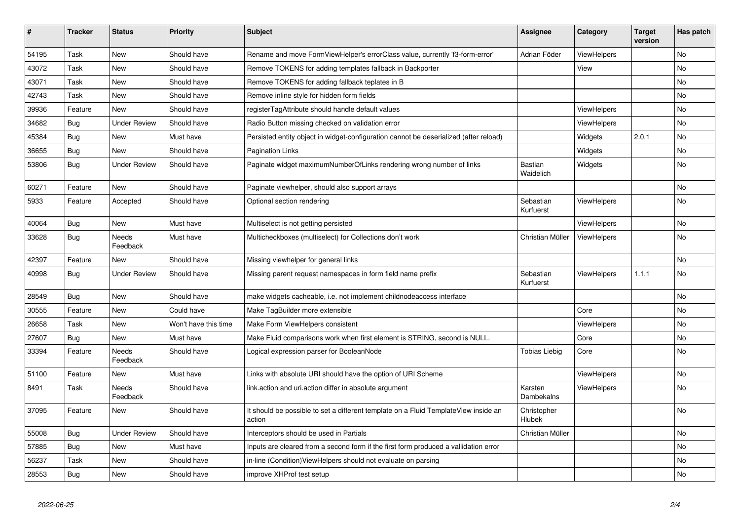| # | Tracker | Status | Priority | Subject | Assignee | Category | Target version | Has patch |
|---|---|---|---|---|---|---|---|---|
| 54195 | Task | New | Should have | Rename and move FormViewHelper's errorClass value, currently 'f3-form-error' | Adrian Föder | ViewHelpers | | No |
| 43072 | Task | New | Should have | Remove TOKENS for adding templates fallback in Backporter | | View | | No |
| 43071 | Task | New | Should have | Remove TOKENS for adding fallback teplates in B | | | | No |
| 42743 | Task | New | Should have | Remove inline style for hidden form fields | | | | No |
| 39936 | Feature | New | Should have | registerTagAttribute should handle default values | | ViewHelpers | | No |
| 34682 | Bug | Under Review | Should have | Radio Button missing checked on validation error | | ViewHelpers | | No |
| 45384 | Bug | New | Must have | Persisted entity object in widget-configuration cannot be deserialized (after reload) | | Widgets | 2.0.1 | No |
| 36655 | Bug | New | Should have | Pagination Links | | Widgets | | No |
| 53806 | Bug | Under Review | Should have | Paginate widget maximumNumberOfLinks rendering wrong number of links | Bastian Waidelich | Widgets | | No |
| 60271 | Feature | New | Should have | Paginate viewhelper, should also support arrays | | | | No |
| 5933 | Feature | Accepted | Should have | Optional section rendering | Sebastian Kurfuerst | ViewHelpers | | No |
| 40064 | Bug | New | Must have | Multiselect is not getting persisted | | ViewHelpers | | No |
| 33628 | Bug | Needs Feedback | Must have | Multicheckboxes (multiselect) for Collections don't work | Christian Müller | ViewHelpers | | No |
| 42397 | Feature | New | Should have | Missing viewhelper for general links | | | | No |
| 40998 | Bug | Under Review | Should have | Missing parent request namespaces in form field name prefix | Sebastian Kurfuerst | ViewHelpers | 1.1.1 | No |
| 28549 | Bug | New | Should have | make widgets cacheable, i.e. not implement childnodeaccess interface | | | | No |
| 30555 | Feature | New | Could have | Make TagBuilder more extensible | | Core | | No |
| 26658 | Task | New | Won't have this time | Make Form ViewHelpers consistent | | ViewHelpers | | No |
| 27607 | Bug | New | Must have | Make Fluid comparisons work when first element is STRING, second is NULL. | | Core | | No |
| 33394 | Feature | Needs Feedback | Should have | Logical expression parser for BooleanNode | Tobias Liebig | Core | | No |
| 51100 | Feature | New | Must have | Links with absolute URI should have the option of URI Scheme | | ViewHelpers | | No |
| 8491 | Task | Needs Feedback | Should have | link.action and uri.action differ in absolute argument | Karsten Dambekalns | ViewHelpers | | No |
| 37095 | Feature | New | Should have | It should be possible to set a different template on a Fluid TemplateView inside an action | Christopher Hlubek | | | No |
| 55008 | Bug | Under Review | Should have | Interceptors should be used in Partials | Christian Müller | | | No |
| 57885 | Bug | New | Must have | Inputs are cleared from a second form if the first form produced a vallidation error | | | | No |
| 56237 | Task | New | Should have | in-line (Condition)ViewHelpers should not evaluate on parsing | | | | No |
| 28553 | Bug | New | Should have | improve XHProf test setup | | | | No |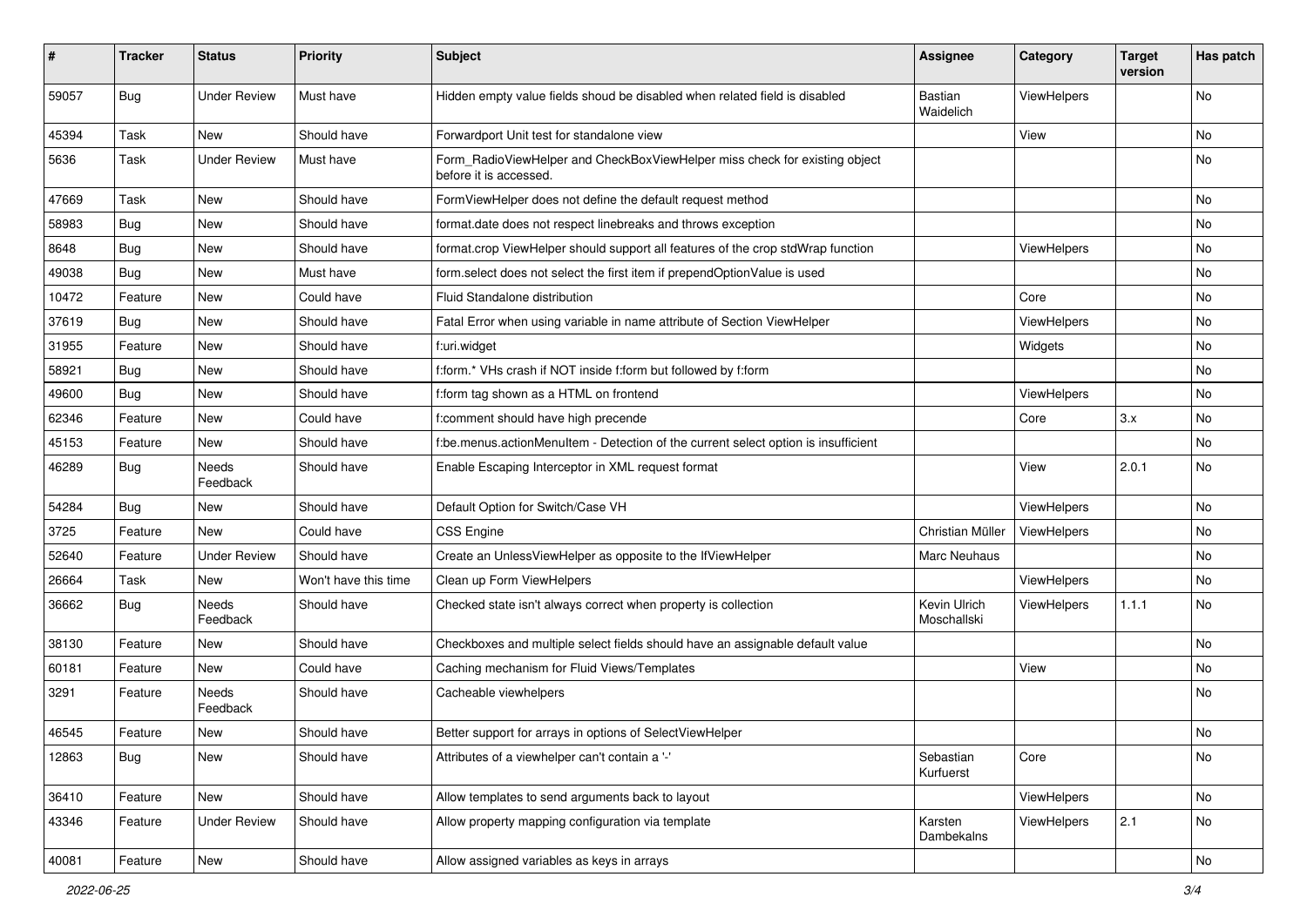| # | Tracker | Status | Priority | Subject | Assignee | Category | Target version | Has patch |
|---|---|---|---|---|---|---|---|---|
| 59057 | Bug | Under Review | Must have | Hidden empty value fields shoud be disabled when related field is disabled | Bastian Waidelich | ViewHelpers | | No |
| 45394 | Task | New | Should have | Forwardport Unit test for standalone view | | View | | No |
| 5636 | Task | Under Review | Must have | Form_RadioViewHelper and CheckBoxViewHelper miss check for existing object before it is accessed. | | | | No |
| 47669 | Task | New | Should have | FormViewHelper does not define the default request method | | | | No |
| 58983 | Bug | New | Should have | format.date does not respect linebreaks and throws exception | | | | No |
| 8648 | Bug | New | Should have | format.crop ViewHelper should support all features of the crop stdWrap function | | ViewHelpers | | No |
| 49038 | Bug | New | Must have | form.select does not select the first item if prependOptionValue is used | | | | No |
| 10472 | Feature | New | Could have | Fluid Standalone distribution | | Core | | No |
| 37619 | Bug | New | Should have | Fatal Error when using variable in name attribute of Section ViewHelper | | ViewHelpers | | No |
| 31955 | Feature | New | Should have | f:uri.widget | | Widgets | | No |
| 58921 | Bug | New | Should have | f:form.* VHs crash if NOT inside f:form but followed by f:form | | | | No |
| 49600 | Bug | New | Should have | f:form tag shown as a HTML on frontend | | ViewHelpers | | No |
| 62346 | Feature | New | Could have | f:comment should have high precende | | Core | 3.x | No |
| 45153 | Feature | New | Should have | f:be.menus.actionMenuItem - Detection of the current select option is insufficient | | | | No |
| 46289 | Bug | Needs Feedback | Should have | Enable Escaping Interceptor in XML request format | | View | 2.0.1 | No |
| 54284 | Bug | New | Should have | Default Option for Switch/Case VH | | ViewHelpers | | No |
| 3725 | Feature | New | Could have | CSS Engine | Christian Müller | ViewHelpers | | No |
| 52640 | Feature | Under Review | Should have | Create an UnlessViewHelper as opposite to the IfViewHelper | Marc Neuhaus | | | No |
| 26664 | Task | New | Won't have this time | Clean up Form ViewHelpers | | ViewHelpers | | No |
| 36662 | Bug | Needs Feedback | Should have | Checked state isn't always correct when property is collection | Kevin Ulrich Moschallski | ViewHelpers | 1.1.1 | No |
| 38130 | Feature | New | Should have | Checkboxes and multiple select fields should have an assignable default value | | | | No |
| 60181 | Feature | New | Could have | Caching mechanism for Fluid Views/Templates | | View | | No |
| 3291 | Feature | Needs Feedback | Should have | Cacheable viewhelpers | | | | No |
| 46545 | Feature | New | Should have | Better support for arrays in options of SelectViewHelper | | | | No |
| 12863 | Bug | New | Should have | Attributes of a viewhelper can't contain a '-' | Sebastian Kurfuerst | Core | | No |
| 36410 | Feature | New | Should have | Allow templates to send arguments back to layout | | ViewHelpers | | No |
| 43346 | Feature | Under Review | Should have | Allow property mapping configuration via template | Karsten Dambekalns | ViewHelpers | 2.1 | No |
| 40081 | Feature | New | Should have | Allow assigned variables as keys in arrays | | | | No |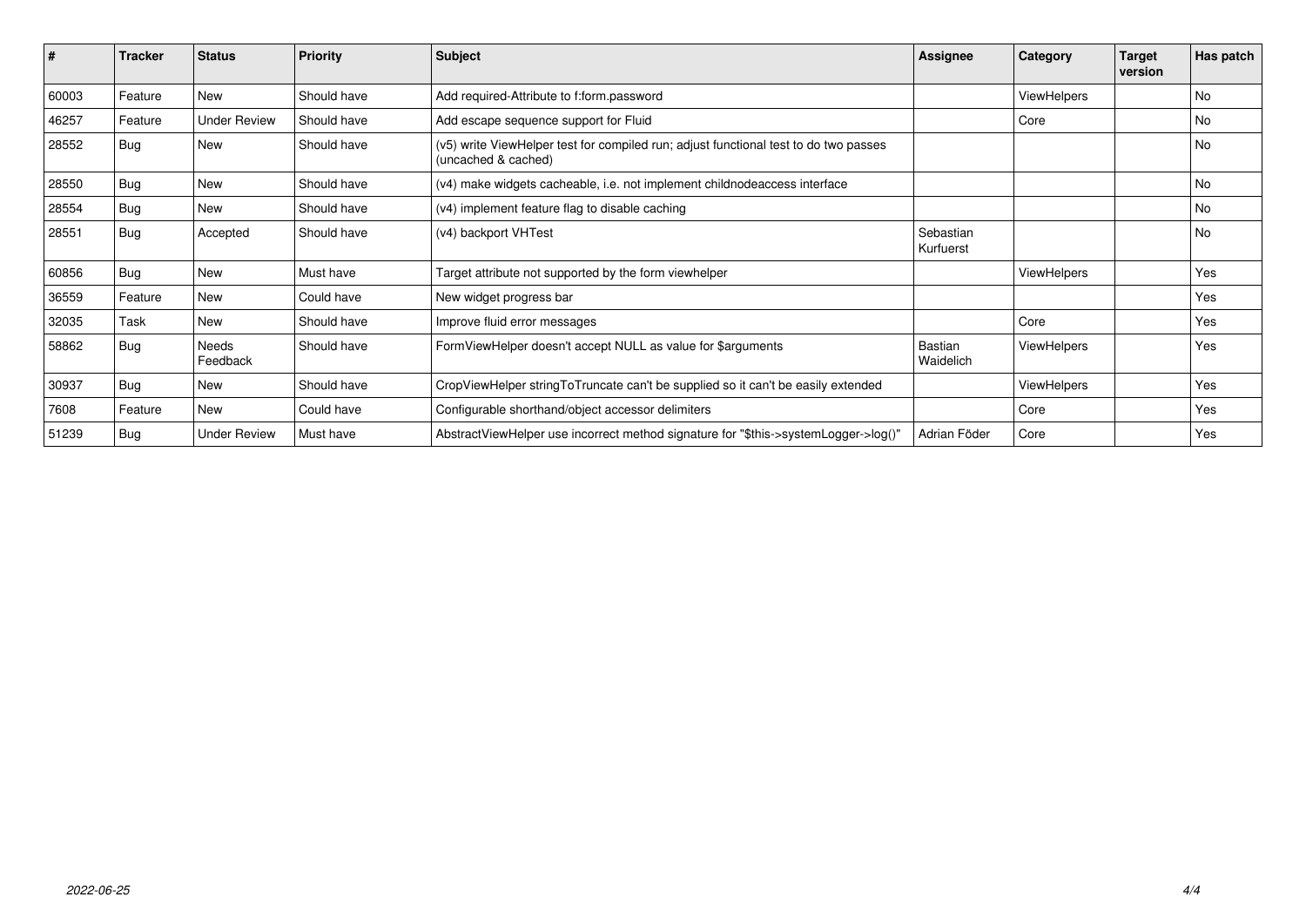| # | Tracker | Status | Priority | Subject | Assignee | Category | Target version | Has patch |
|---|---|---|---|---|---|---|---|---|
| 60003 | Feature | New | Should have | Add required-Attribute to f:form.password | | ViewHelpers | | No |
| 46257 | Feature | Under Review | Should have | Add escape sequence support for Fluid | | Core | | No |
| 28552 | Bug | New | Should have | (v5) write ViewHelper test for compiled run; adjust functional test to do two passes (uncached & cached) | | | | No |
| 28550 | Bug | New | Should have | (v4) make widgets cacheable, i.e. not implement childnodeaccess interface | | | | No |
| 28554 | Bug | New | Should have | (v4) implement feature flag to disable caching | | | | No |
| 28551 | Bug | Accepted | Should have | (v4) backport VHTest | Sebastian Kurfuerst | | | No |
| 60856 | Bug | New | Must have | Target attribute not supported by the form viewhelper | | ViewHelpers | | Yes |
| 36559 | Feature | New | Could have | New widget progress bar | | | | Yes |
| 32035 | Task | New | Should have | Improve fluid error messages | | Core | | Yes |
| 58862 | Bug | Needs Feedback | Should have | FormViewHelper doesn't accept NULL as value for $arguments | Bastian Waidelich | ViewHelpers | | Yes |
| 30937 | Bug | New | Should have | CropViewHelper stringToTruncate can't be supplied so it can't be easily extended | | ViewHelpers | | Yes |
| 7608 | Feature | New | Could have | Configurable shorthand/object accessor delimiters | | Core | | Yes |
| 51239 | Bug | Under Review | Must have | AbstractViewHelper use incorrect method signature for "$this->systemLogger->log()" | Adrian Föder | Core | | Yes |

2022-06-25